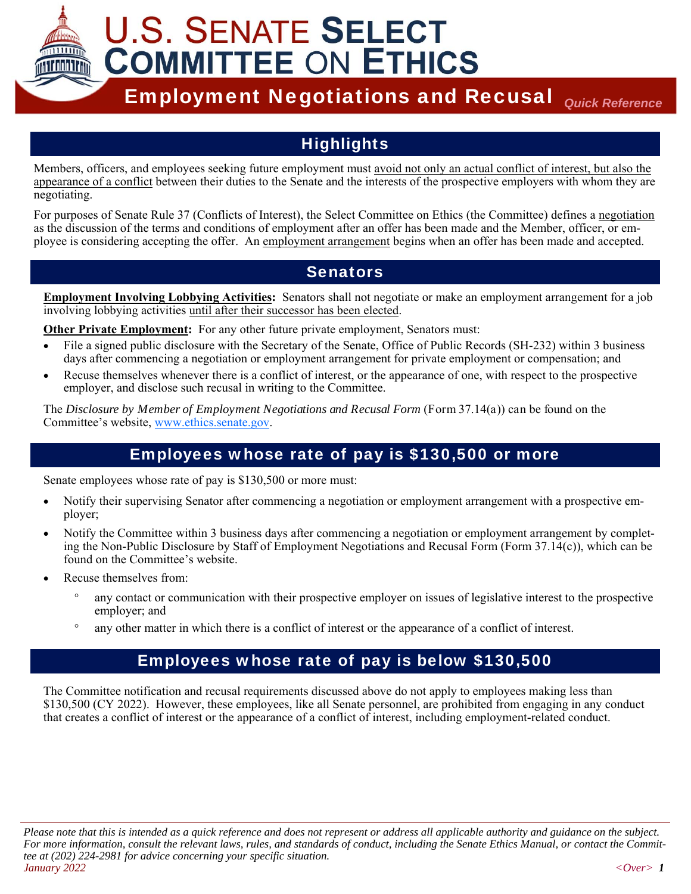# U.S. Senate Select Committee on Ethics

## Employment Negotiations and Recusal

*Quick Reference*

## Highlights

Members, officers, and employees seeking future employment must avoid not only an actual conflict of interest, but also the appearance of a conflict between their duties to the Senate and the interests of the prospective employers with whom they are negotiating.

For purposes of Senate Rule 37 (Conflicts of Interest), the Select Committee on Ethics (the Committee) defines a negotiation as the discussion of the terms and conditions of employment after an offer has been made and the Member, officer, or employee is considering accepting the offer. An employment arrangement begins when an offer has been made and accepted.

## Senators

**Employment Involving Lobbying Activities:** Senators shall not negotiate or make an employment arrangement for a job involving lobbying activities until after their successor has been elected.

**Other Private Employment:** For any other future private employment, Senators must:

- File a signed public disclosure with the Secretary of the Senate, Office of Public Records (SH-232) within 3 business days after commencing a negotiation or employment arrangement for private employment or compensation; and
- Recuse themselves whenever there is a conflict of interest, or the appearance of one, with respect to the prospective employer, and disclose such recusal in writing to the Committee.

The *Disclosure by Member of Employment Negotiations and Recusal Form* (Form 37.14(a)) can be found on the Committee's website, www.ethics.senate.gov.

## Employees whose rate of pay is $130,500 or more

Senate employees whose rate of pay is $130,500 or more must:

- Notify their supervising Senator after commencing a negotiation or employment arrangement with a prospective employer;
- Notify the Committee within 3 business days after commencing a negotiation or employment arrangement by completing the Non-Public Disclosure by Staff of Employment Negotiations and Recusal Form (Form 37.14(c)), which can be found on the Committee's website.
- Recuse themselves from:
  - any contact or communication with their prospective employer on issues of legislative interest to the prospective employer; and
  - any other matter in which there is a conflict of interest or the appearance of a conflict of interest.

## Employees whose rate of pay is below $130,500

The Committee notification and recusal requirements discussed above do not apply to employees making less than $130,500 (CY 2022). However, these employees, like all Senate personnel, are prohibited from engaging in any conduct that creates a conflict of interest or the appearance of a conflict of interest, including employment-related conduct.

*Please note that this is intended as a quick reference and does not represent or address all applicable authority and guidance on the subject. For more information, consult the relevant laws, rules, and standards of conduct, including the Senate Ethics Manual, or contact the Committee at (202) 224-2981 for advice concerning your specific situation.*

*January 2022*

*<Over>*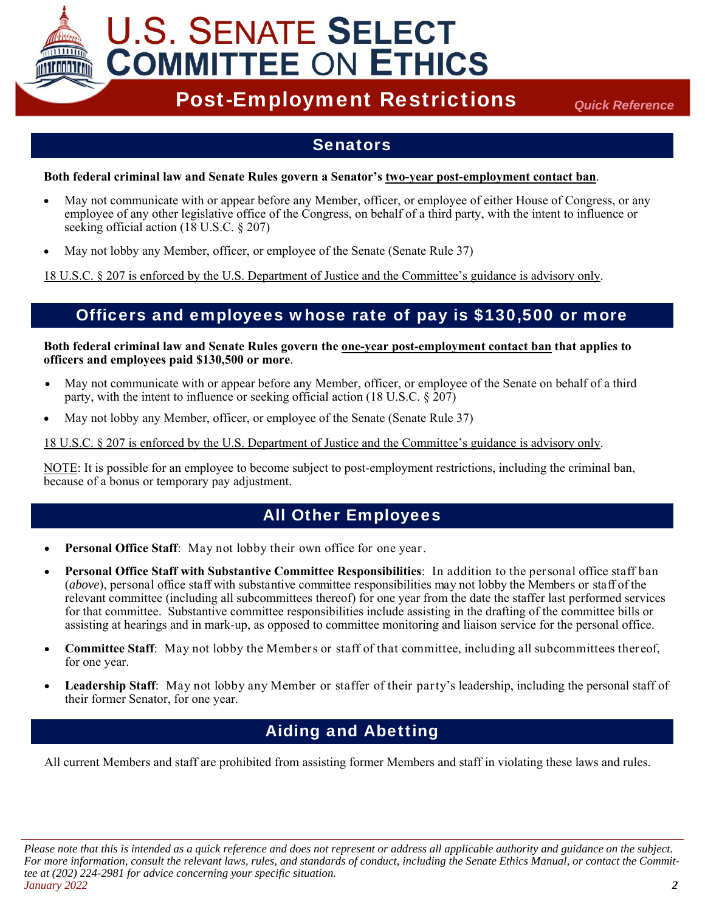# U.S. Senate Select Committee on Ethics

## Post-Employment Restrictions

*Quick Reference*

## Senators

**Both federal criminal law and Senate Rules govern a Senator's <u>two-year post-employment contact ban</u>.**

- May not communicate with or appear before any Member, officer, or employee of either House of Congress, or any employee of any other legislative office of the Congress, on behalf of a third party, with the intent to influence or seeking official action (18 U.S.C. § 207)
- May not lobby any Member, officer, or employee of the Senate (Senate Rule 37)

<u>18 U.S.C. § 207 is enforced by the U.S. Department of Justice and the Committee's guidance is advisory only</u>.

## Officers and employees whose rate of pay is $130,500 or more

**Both federal criminal law and Senate Rules govern the <u>one-year post-employment contact ban</u> that applies to officers and employees paid $130,500 or more.**

- May not communicate with or appear before any Member, officer, or employee of the Senate on behalf of a third party, with the intent to influence or seeking official action (18 U.S.C. § 207)
- May not lobby any Member, officer, or employee of the Senate (Senate Rule 37)

<u>18 U.S.C. § 207 is enforced by the U.S. Department of Justice and the Committee's guidance is advisory only</u>.

<u>NOTE</u>: It is possible for an employee to become subject to post-employment restrictions, including the criminal ban, because of a bonus or temporary pay adjustment.

## All Other Employees

- **Personal Office Staff**: May not lobby their own office for one year.
- **Personal Office Staff with Substantive Committee Responsibilities**: In addition to the personal office staff ban (*above*), personal office staff with substantive committee responsibilities may not lobby the Members or staff of the relevant committee (including all subcommittees thereof) for one year from the date the staffer last performed services for that committee. Substantive committee responsibilities include assisting in the drafting of the committee bills or assisting at hearings and in mark-up, as opposed to committee monitoring and liaison service for the personal office.
- **Committee Staff**: May not lobby the Members or staff of that committee, including all subcommittees thereof, for one year.
- **Leadership Staff**: May not lobby any Member or staffer of their party's leadership, including the personal staff of their former Senator, for one year.

## Aiding and Abetting

All current Members and staff are prohibited from assisting former Members and staff in violating these laws and rules.

*Please note that this is intended as a quick reference and does not represent or address all applicable authority and guidance on the subject. For more information, consult the relevant laws, rules, and standards of conduct, including the Senate Ethics Manual, or contact the Committee at (202) 224-2981 for advice concerning your specific situation.*

*January 2022*